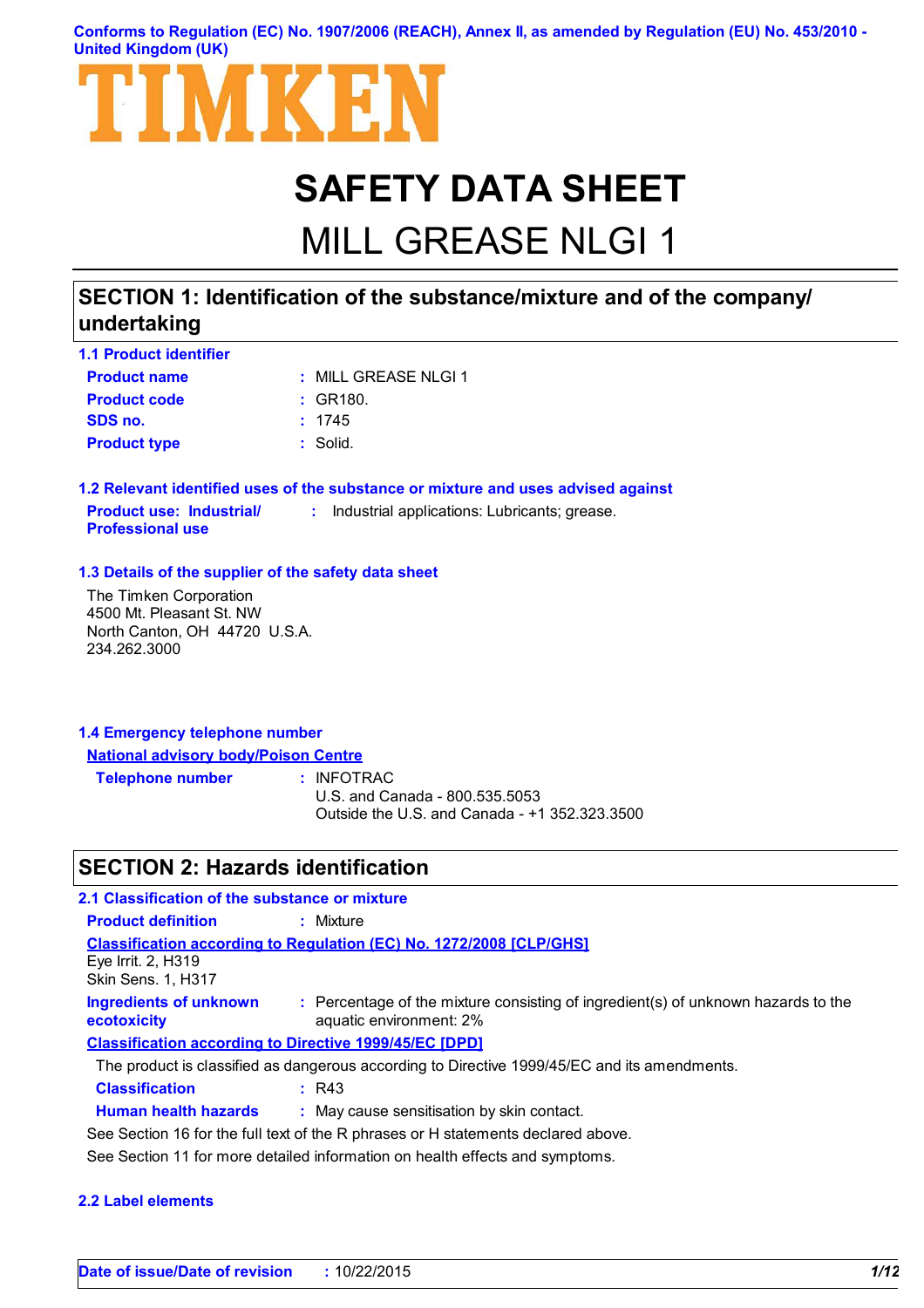Conforms to Regulation (EC) No. 1907/2006 (REACH), Annex II, as amended by Regulation (EU) No. 453/2010 - United Kingdom (UK)

TIMKEN

# SAFETY DATA SHEET

# MILL GREASE NLGI 1

## SECTION 1: Identification of the substance/mixture and of the company/undertaking

### 1.1 Product identifier

| | |
|---|---|
| **Product name** | : MILL GREASE NLGI 1 |
| **Product code** | : GR180. |
| **SDS no.** | : 1745 |
| **Product type** | : Solid. |

### 1.2 Relevant identified uses of the substance or mixture and uses advised against

| | |
|---|---|
| **Product use: Industrial/ Professional use** | : Industrial applications: Lubricants; grease. |

### 1.3 Details of the supplier of the safety data sheet

The Timken Corporation
4500 Mt. Pleasant St. NW
North Canton, OH 44720 U.S.A.
234.262.3000

### 1.4 Emergency telephone number

**National advisory body/Poison Centre**

| | |
|---|---|
| **Telephone number** | : INFOTRAC<br>U.S. and Canada - 800.535.5053<br>Outside the U.S. and Canada - +1 352.323.3500 |

## SECTION 2: Hazards identification

### 2.1 Classification of the substance or mixture

| | |
|---|---|
| **Product definition** | : Mixture |

**Classification according to Regulation (EC) No. 1272/2008 [CLP/GHS]**

Eye Irrit. 2, H319
Skin Sens. 1, H317

| | |
|---|---|
| **Ingredients of unknown ecotoxicity** | : Percentage of the mixture consisting of ingredient(s) of unknown hazards to the aquatic environment: 2% |

**Classification according to Directive 1999/45/EC [DPD]**

The product is classified as dangerous according to Directive 1999/45/EC and its amendments.

| | |
|---|---|
| **Classification** | : R43 |
| **Human health hazards** | : May cause sensitisation by skin contact. |

See Section 16 for the full text of the R phrases or H statements declared above.

See Section 11 for more detailed information on health effects and symptoms.

### 2.2 Label elements

**Date of issue/Date of revision** : 10/22/2015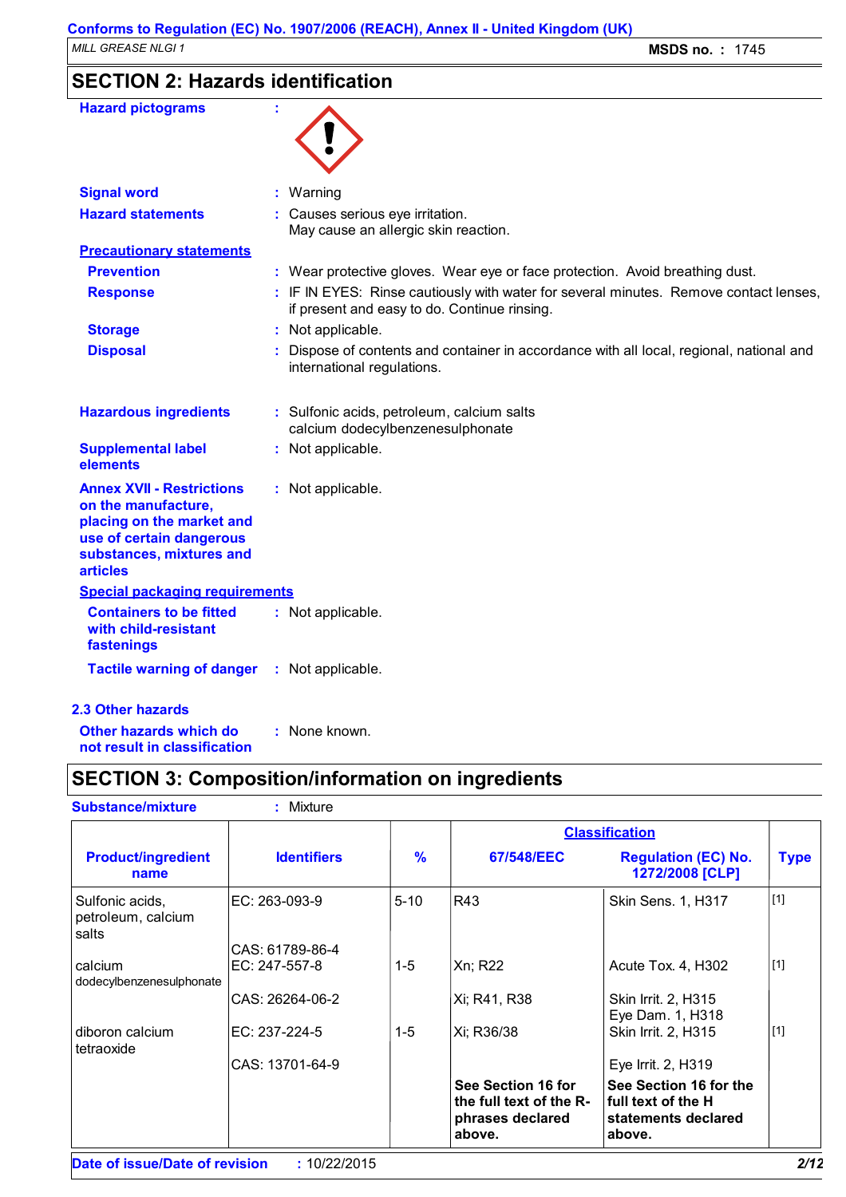## SECTION 2: Hazards identification

**Hazard pictograms** :

**Signal word** : Warning

**Hazard statements** : Causes serious eye irritation.
May cause an allergic skin reaction.

**Precautionary statements**

**Prevention** : Wear protective gloves. Wear eye or face protection. Avoid breathing dust.

**Response** : IF IN EYES: Rinse cautiously with water for several minutes. Remove contact lenses, if present and easy to do. Continue rinsing.

**Storage** : Not applicable.

**Disposal** : Dispose of contents and container in accordance with all local, regional, national and international regulations.

**Hazardous ingredients** : Sulfonic acids, petroleum, calcium salts
calcium dodecylbenzenesulphonate

**Supplemental label elements** : Not applicable.

**Annex XVII - Restrictions on the manufacture, placing on the market and use of certain dangerous substances, mixtures and articles** : Not applicable.

**Special packaging requirements**

**Containers to be fitted with child-resistant fastenings** : Not applicable.

**Tactile warning of danger** : Not applicable.

### 2.3 Other hazards

**Other hazards which do not result in classification** : None known.

## SECTION 3: Composition/information on ingredients

**Substance/mixture** : Mixture

| Product/ingredient name | Identifiers | % | Classification 67/548/EEC | Classification Regulation (EC) No. 1272/2008 [CLP] | Type |
|---|---|---|---|---|---|
| Sulfonic acids, petroleum, calcium salts | EC: 263-093-9<br>CAS: 61789-86-4 | 5-10 | R43 | Skin Sens. 1, H317 | [1] |
| calcium dodecylbenzenesulphonate | EC: 247-557-8<br>CAS: 26264-06-2 | 1-5 | Xn; R22<br>Xi; R41, R38 | Acute Tox. 4, H302<br>Skin Irrit. 2, H315<br>Eye Dam. 1, H318 | [1] |
| diboron calcium tetraoxide | EC: 237-224-5<br>CAS: 13701-64-9 | 1-5 | Xi; R36/38 | Skin Irrit. 2, H315<br>Eye Irrit. 2, H319 | [1] |
| | | | **See Section 16 for the full text of the R-phrases declared above.** | **See Section 16 for the full text of the H statements declared above.** | |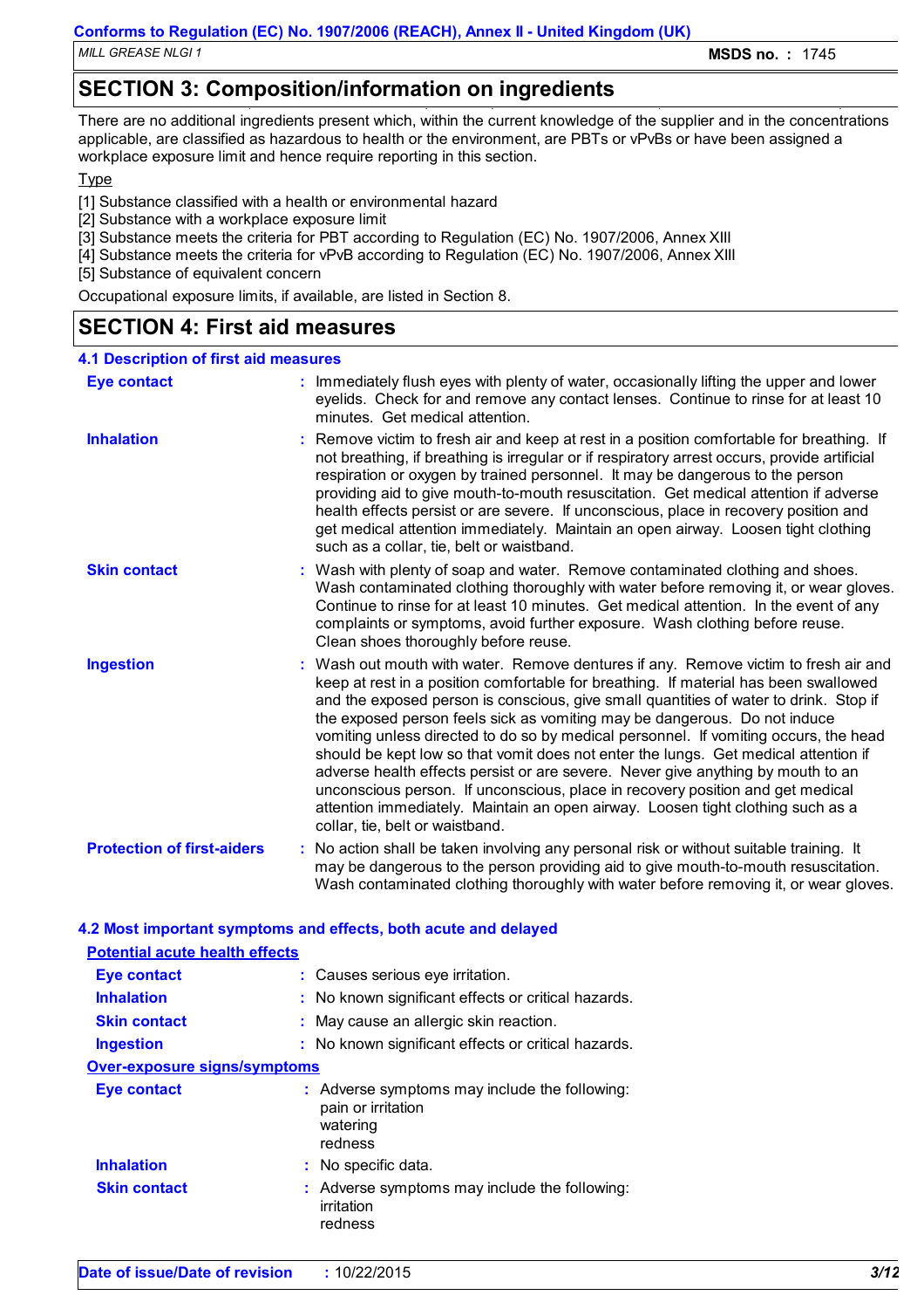## SECTION 3: Composition/information on ingredients

There are no additional ingredients present which, within the current knowledge of the supplier and in the concentrations applicable, are classified as hazardous to health or the environment, are PBTs or vPvBs or have been assigned a workplace exposure limit and hence require reporting in this section.

Type

[1] Substance classified with a health or environmental hazard
[2] Substance with a workplace exposure limit
[3] Substance meets the criteria for PBT according to Regulation (EC) No. 1907/2006, Annex XIII
[4] Substance meets the criteria for vPvB according to Regulation (EC) No. 1907/2006, Annex XIII
[5] Substance of equivalent concern

Occupational exposure limits, if available, are listed in Section 8.

## SECTION 4: First aid measures

### 4.1 Description of first aid measures

**Eye contact** : Immediately flush eyes with plenty of water, occasionally lifting the upper and lower eyelids. Check for and remove any contact lenses. Continue to rinse for at least 10 minutes. Get medical attention.

**Inhalation** : Remove victim to fresh air and keep at rest in a position comfortable for breathing. If not breathing, if breathing is irregular or if respiratory arrest occurs, provide artificial respiration or oxygen by trained personnel. It may be dangerous to the person providing aid to give mouth-to-mouth resuscitation. Get medical attention if adverse health effects persist or are severe. If unconscious, place in recovery position and get medical attention immediately. Maintain an open airway. Loosen tight clothing such as a collar, tie, belt or waistband.

**Skin contact** : Wash with plenty of soap and water. Remove contaminated clothing and shoes. Wash contaminated clothing thoroughly with water before removing it, or wear gloves. Continue to rinse for at least 10 minutes. Get medical attention. In the event of any complaints or symptoms, avoid further exposure. Wash clothing before reuse. Clean shoes thoroughly before reuse.

**Ingestion** : Wash out mouth with water. Remove dentures if any. Remove victim to fresh air and keep at rest in a position comfortable for breathing. If material has been swallowed and the exposed person is conscious, give small quantities of water to drink. Stop if the exposed person feels sick as vomiting may be dangerous. Do not induce vomiting unless directed to do so by medical personnel. If vomiting occurs, the head should be kept low so that vomit does not enter the lungs. Get medical attention if adverse health effects persist or are severe. Never give anything by mouth to an unconscious person. If unconscious, place in recovery position and get medical attention immediately. Maintain an open airway. Loosen tight clothing such as a collar, tie, belt or waistband.

**Protection of first-aiders** : No action shall be taken involving any personal risk or without suitable training. It may be dangerous to the person providing aid to give mouth-to-mouth resuscitation. Wash contaminated clothing thoroughly with water before removing it, or wear gloves.

### 4.2 Most important symptoms and effects, both acute and delayed

**Potential acute health effects**

**Eye contact** : Causes serious eye irritation.

**Inhalation** : No known significant effects or critical hazards.

**Skin contact** : May cause an allergic skin reaction.

**Ingestion** : No known significant effects or critical hazards.

**Over-exposure signs/symptoms**

**Eye contact** : Adverse symptoms may include the following:
pain or irritation
watering
redness

**Inhalation** : No specific data.

**Skin contact** : Adverse symptoms may include the following:
irritation
redness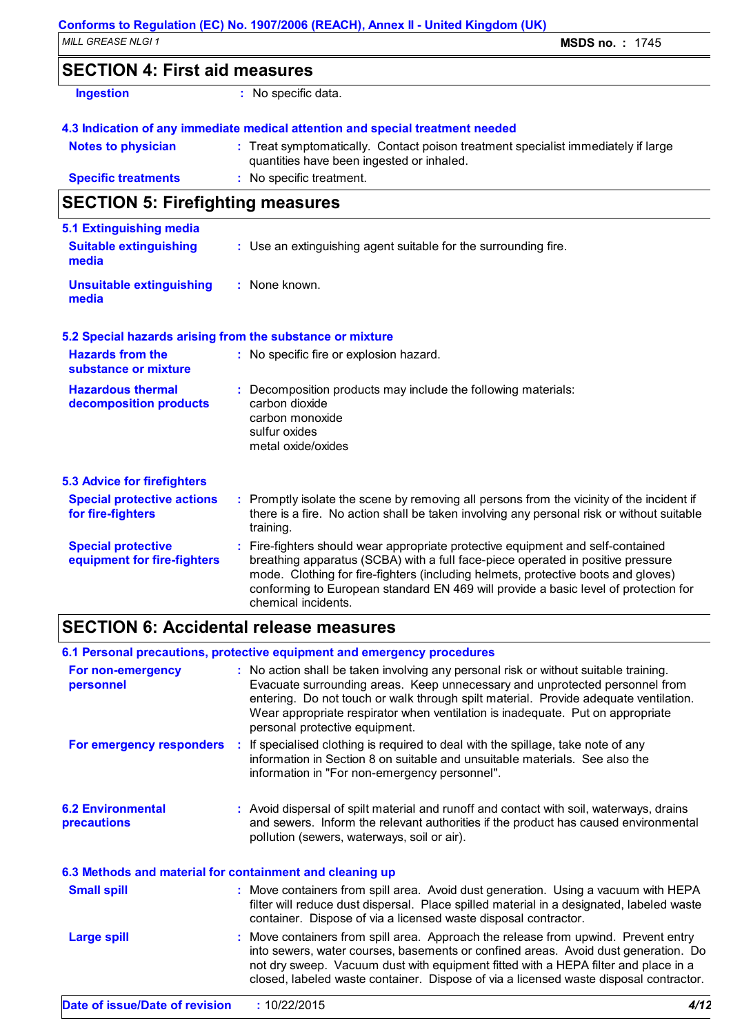## SECTION 4: First aid measures

**Ingestion** : No specific data.

### 4.3 Indication of any immediate medical attention and special treatment needed

**Notes to physician** : Treat symptomatically. Contact poison treatment specialist immediately if large quantities have been ingested or inhaled.

**Specific treatments** : No specific treatment.

## SECTION 5: Firefighting measures

### 5.1 Extinguishing media

**Suitable extinguishing media** : Use an extinguishing agent suitable for the surrounding fire.

**Unsuitable extinguishing media** : None known.

### 5.2 Special hazards arising from the substance or mixture

**Hazards from the substance or mixture** : No specific fire or explosion hazard.

**Hazardous thermal decomposition products** : Decomposition products may include the following materials:
carbon dioxide
carbon monoxide
sulfur oxides
metal oxide/oxides

### 5.3 Advice for firefighters

**Special protective actions for fire-fighters** : Promptly isolate the scene by removing all persons from the vicinity of the incident if there is a fire. No action shall be taken involving any personal risk or without suitable training.

**Special protective equipment for fire-fighters** : Fire-fighters should wear appropriate protective equipment and self-contained breathing apparatus (SCBA) with a full face-piece operated in positive pressure mode. Clothing for fire-fighters (including helmets, protective boots and gloves) conforming to European standard EN 469 will provide a basic level of protection for chemical incidents.

## SECTION 6: Accidental release measures

### 6.1 Personal precautions, protective equipment and emergency procedures

**For non-emergency personnel** : No action shall be taken involving any personal risk or without suitable training. Evacuate surrounding areas. Keep unnecessary and unprotected personnel from entering. Do not touch or walk through spilt material. Provide adequate ventilation. Wear appropriate respirator when ventilation is inadequate. Put on appropriate personal protective equipment.

**For emergency responders** : If specialised clothing is required to deal with the spillage, take note of any information in Section 8 on suitable and unsuitable materials. See also the information in "For non-emergency personnel".

### 6.2 Environmental precautions

: Avoid dispersal of spilt material and runoff and contact with soil, waterways, drains and sewers. Inform the relevant authorities if the product has caused environmental pollution (sewers, waterways, soil or air).

### 6.3 Methods and material for containment and cleaning up

**Small spill** : Move containers from spill area. Avoid dust generation. Using a vacuum with HEPA filter will reduce dust dispersal. Place spilled material in a designated, labeled waste container. Dispose of via a licensed waste disposal contractor.

**Large spill** : Move containers from spill area. Approach the release from upwind. Prevent entry into sewers, water courses, basements or confined areas. Avoid dust generation. Do not dry sweep. Vacuum dust with equipment fitted with a HEPA filter and place in a closed, labeled waste container. Dispose of via a licensed waste disposal contractor.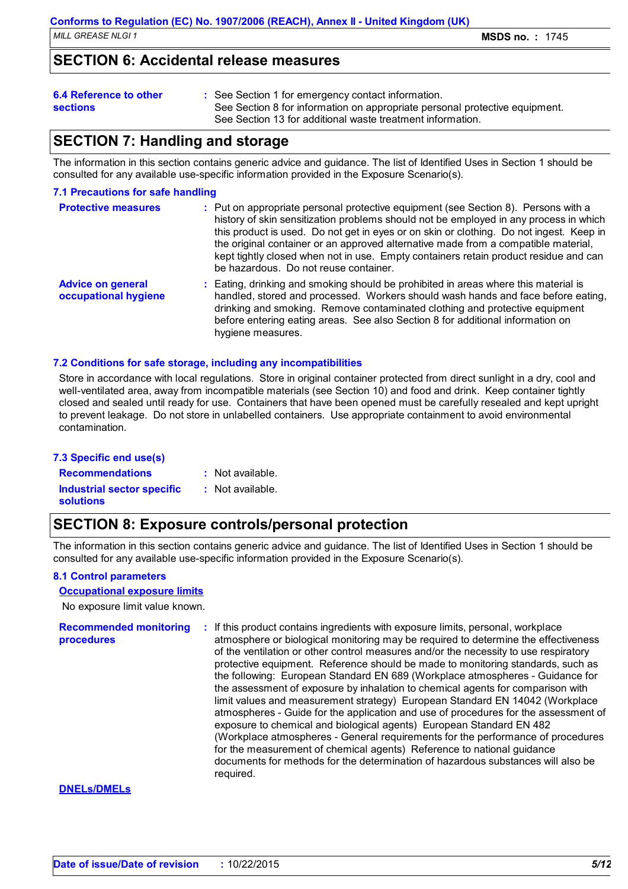## SECTION 6: Accidental release measures

**6.4 Reference to other sections** : See Section 1 for emergency contact information.
See Section 8 for information on appropriate personal protective equipment.
See Section 13 for additional waste treatment information.

## SECTION 7: Handling and storage

The information in this section contains generic advice and guidance. The list of Identified Uses in Section 1 should be consulted for any available use-specific information provided in the Exposure Scenario(s).

### 7.1 Precautions for safe handling

**Protective measures** : Put on appropriate personal protective equipment (see Section 8). Persons with a history of skin sensitization problems should not be employed in any process in which this product is used. Do not get in eyes or on skin or clothing. Do not ingest. Keep in the original container or an approved alternative made from a compatible material, kept tightly closed when not in use. Empty containers retain product residue and can be hazardous. Do not reuse container.

**Advice on general occupational hygiene** : Eating, drinking and smoking should be prohibited in areas where this material is handled, stored and processed. Workers should wash hands and face before eating, drinking and smoking. Remove contaminated clothing and protective equipment before entering eating areas. See also Section 8 for additional information on hygiene measures.

### 7.2 Conditions for safe storage, including any incompatibilities

Store in accordance with local regulations. Store in original container protected from direct sunlight in a dry, cool and well-ventilated area, away from incompatible materials (see Section 10) and food and drink. Keep container tightly closed and sealed until ready for use. Containers that have been opened must be carefully resealed and kept upright to prevent leakage. Do not store in unlabelled containers. Use appropriate containment to avoid environmental contamination.

### 7.3 Specific end use(s)

**Recommendations** : Not available.

**Industrial sector specific solutions** : Not available.

## SECTION 8: Exposure controls/personal protection

The information in this section contains generic advice and guidance. The list of Identified Uses in Section 1 should be consulted for any available use-specific information provided in the Exposure Scenario(s).

### 8.1 Control parameters

**Occupational exposure limits**

No exposure limit value known.

**Recommended monitoring procedures** : If this product contains ingredients with exposure limits, personal, workplace atmosphere or biological monitoring may be required to determine the effectiveness of the ventilation or other control measures and/or the necessity to use respiratory protective equipment. Reference should be made to monitoring standards, such as the following: European Standard EN 689 (Workplace atmospheres - Guidance for the assessment of exposure by inhalation to chemical agents for comparison with limit values and measurement strategy) European Standard EN 14042 (Workplace atmospheres - Guide for the application and use of procedures for the assessment of exposure to chemical and biological agents) European Standard EN 482 (Workplace atmospheres - General requirements for the performance of procedures for the measurement of chemical agents) Reference to national guidance documents for methods for the determination of hazardous substances will also be required.

**DNELs/DMELs**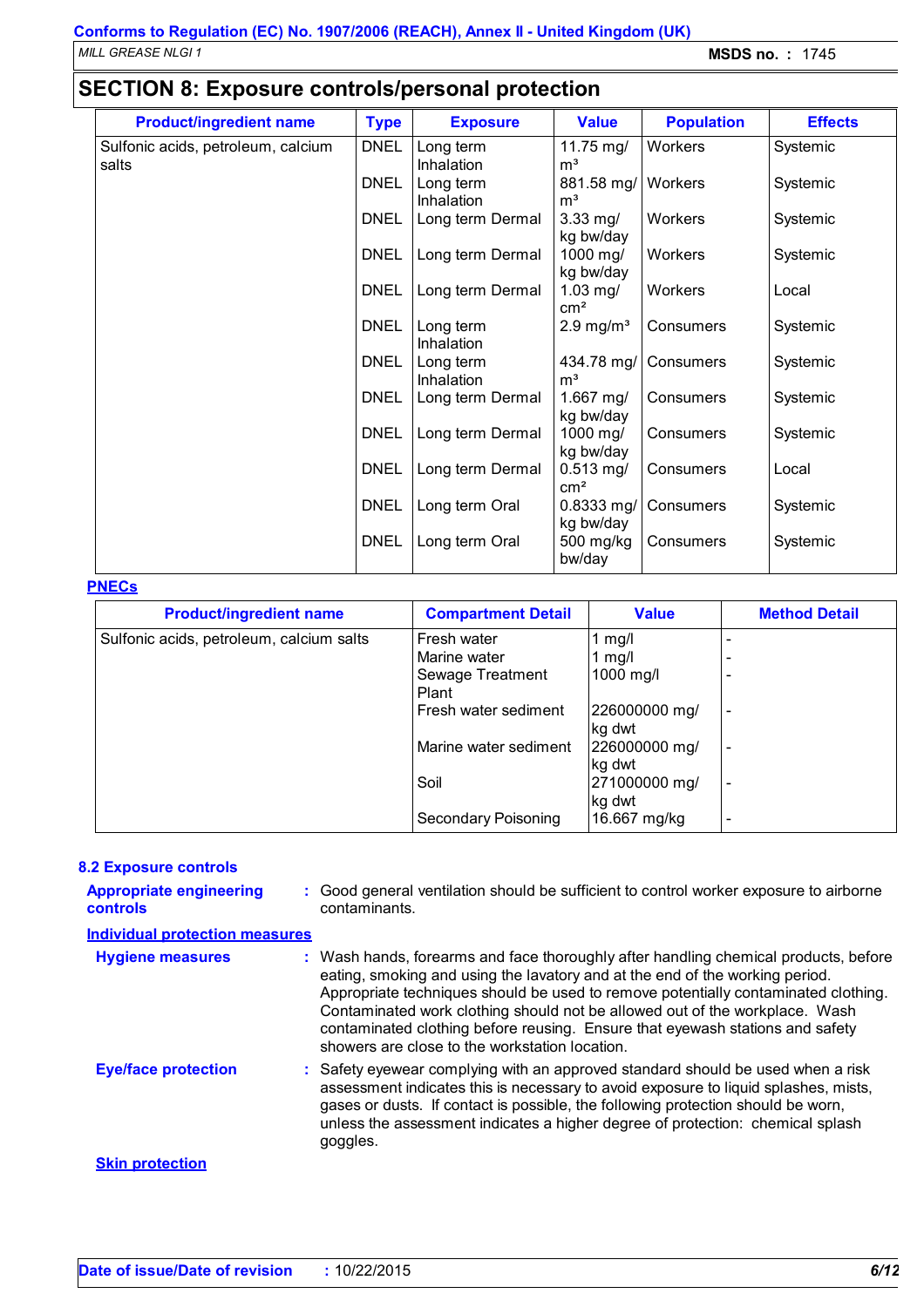## SECTION 8: Exposure controls/personal protection

| Product/ingredient name | Type | Exposure | Value | Population | Effects |
|---|---|---|---|---|---|
| Sulfonic acids, petroleum, calcium salts | DNEL | Long term Inhalation | 11.75 mg/m³ | Workers | Systemic |
| | DNEL | Long term Inhalation | 881.58 mg/m³ | Workers | Systemic |
| | DNEL | Long term Dermal | 3.33 mg/kg bw/day | Workers | Systemic |
| | DNEL | Long term Dermal | 1000 mg/kg bw/day | Workers | Systemic |
| | DNEL | Long term Dermal | 1.03 mg/cm² | Workers | Local |
| | DNEL | Long term Inhalation | 2.9 mg/m³ | Consumers | Systemic |
| | DNEL | Long term Inhalation | 434.78 mg/m³ | Consumers | Systemic |
| | DNEL | Long term Dermal | 1.667 mg/kg bw/day | Consumers | Systemic |
| | DNEL | Long term Dermal | 1000 mg/kg bw/day | Consumers | Systemic |
| | DNEL | Long term Dermal | 0.513 mg/cm² | Consumers | Local |
| | DNEL | Long term Oral | 0.8333 mg/kg bw/day | Consumers | Systemic |
| | DNEL | Long term Oral | 500 mg/kg bw/day | Consumers | Systemic |

**PNECs**

| Product/ingredient name | Compartment Detail | Value | Method Detail |
|---|---|---|---|
| Sulfonic acids, petroleum, calcium salts | Fresh water | 1 mg/l | - |
| | Marine water | 1 mg/l | - |
| | Sewage Treatment Plant | 1000 mg/l | - |
| | Fresh water sediment | 226000000 mg/kg dwt | - |
| | Marine water sediment | 226000000 mg/kg dwt | - |
| | Soil | 271000000 mg/kg dwt | - |
| | Secondary Poisoning | 16.667 mg/kg | - |

### 8.2 Exposure controls

**Appropriate engineering controls** : Good general ventilation should be sufficient to control worker exposure to airborne contaminants.

**Individual protection measures**

**Hygiene measures** : Wash hands, forearms and face thoroughly after handling chemical products, before eating, smoking and using the lavatory and at the end of the working period. Appropriate techniques should be used to remove potentially contaminated clothing. Contaminated work clothing should not be allowed out of the workplace. Wash contaminated clothing before reusing. Ensure that eyewash stations and safety showers are close to the workstation location.

**Eye/face protection** : Safety eyewear complying with an approved standard should be used when a risk assessment indicates this is necessary to avoid exposure to liquid splashes, mists, gases or dusts. If contact is possible, the following protection should be worn, unless the assessment indicates a higher degree of protection: chemical splash goggles.

**Skin protection**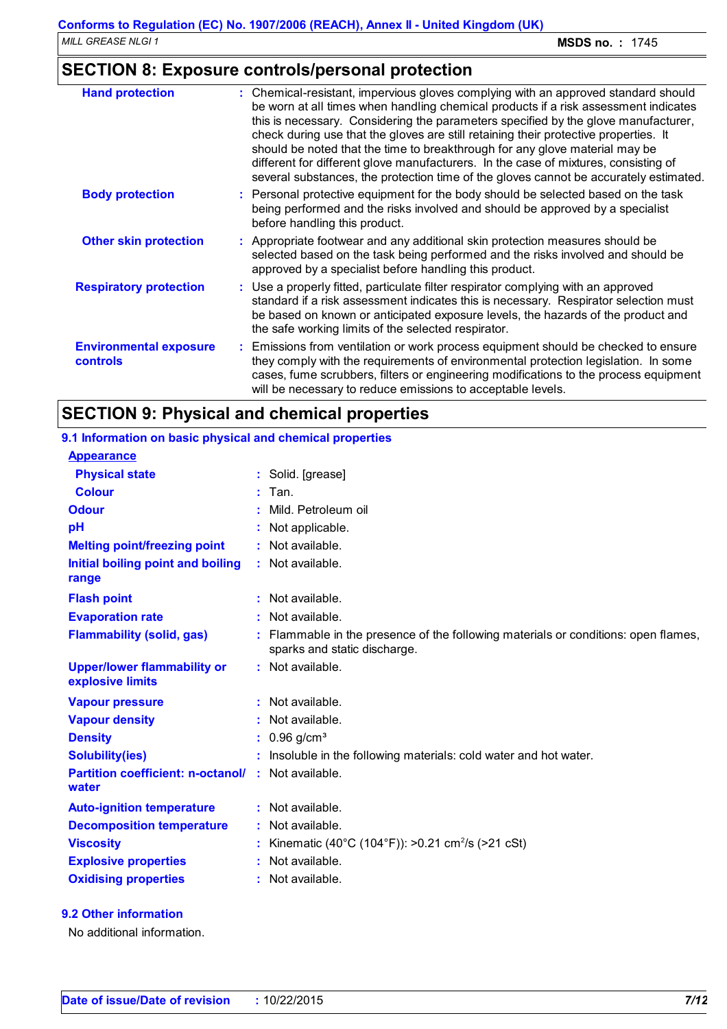## SECTION 8: Exposure controls/personal protection

| | |
|---|---|
| **Hand protection** | : Chemical-resistant, impervious gloves complying with an approved standard should be worn at all times when handling chemical products if a risk assessment indicates this is necessary. Considering the parameters specified by the glove manufacturer, check during use that the gloves are still retaining their protective properties. It should be noted that the time to breakthrough for any glove material may be different for different glove manufacturers. In the case of mixtures, consisting of several substances, the protection time of the gloves cannot be accurately estimated. |
| **Body protection** | : Personal protective equipment for the body should be selected based on the task being performed and the risks involved and should be approved by a specialist before handling this product. |
| **Other skin protection** | : Appropriate footwear and any additional skin protection measures should be selected based on the task being performed and the risks involved and should be approved by a specialist before handling this product. |
| **Respiratory protection** | : Use a properly fitted, particulate filter respirator complying with an approved standard if a risk assessment indicates this is necessary. Respirator selection must be based on known or anticipated exposure levels, the hazards of the product and the safe working limits of the selected respirator. |
| **Environmental exposure controls** | : Emissions from ventilation or work process equipment should be checked to ensure they comply with the requirements of environmental protection legislation. In some cases, fume scrubbers, filters or engineering modifications to the process equipment will be necessary to reduce emissions to acceptable levels. |

## SECTION 9: Physical and chemical properties

### 9.1 Information on basic physical and chemical properties

**Appearance**

| | |
|---|---|
| **Physical state** | : Solid. [grease] |
| **Colour** | : Tan. |
| **Odour** | : Mild. Petroleum oil |
| **pH** | : Not applicable. |
| **Melting point/freezing point** | : Not available. |
| **Initial boiling point and boiling range** | : Not available. |
| **Flash point** | : Not available. |
| **Evaporation rate** | : Not available. |
| **Flammability (solid, gas)** | : Flammable in the presence of the following materials or conditions: open flames, sparks and static discharge. |
| **Upper/lower flammability or explosive limits** | : Not available. |
| **Vapour pressure** | : Not available. |
| **Vapour density** | : Not available. |
| **Density** | : 0.96 g/cm$^3$ |
| **Solubility(ies)** | : Insoluble in the following materials: cold water and hot water. |
| **Partition coefficient: n-octanol/water** | : Not available. |
| **Auto-ignition temperature** | : Not available. |
| **Decomposition temperature** | : Not available. |
| **Viscosity** | : Kinematic (40°C (104°F)): >0.21 cm$^2$/s (>21 cSt) |
| **Explosive properties** | : Not available. |
| **Oxidising properties** | : Not available. |

### 9.2 Other information

No additional information.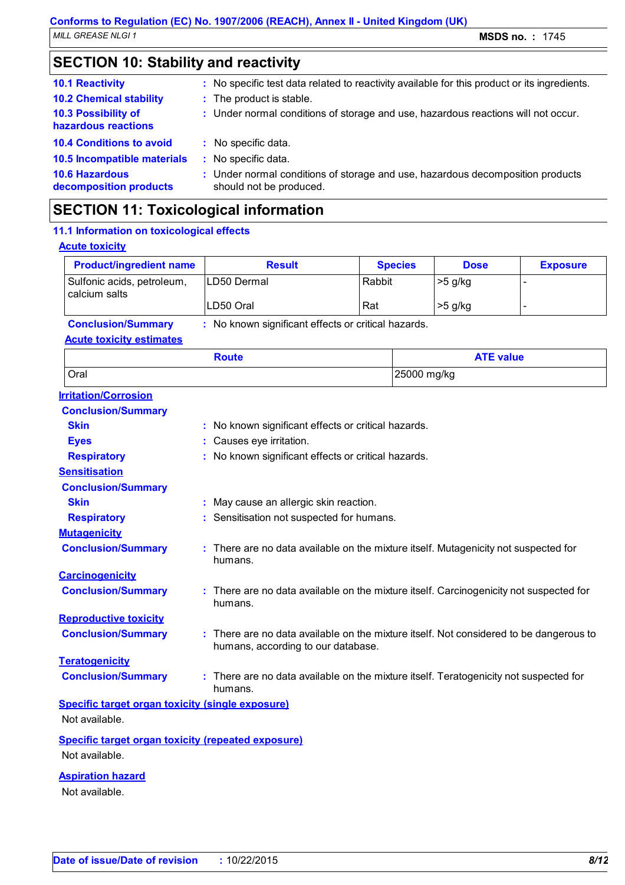## SECTION 10: Stability and reactivity

**10.1 Reactivity** : No specific test data related to reactivity available for this product or its ingredients.

**10.2 Chemical stability** : The product is stable.

**10.3 Possibility of hazardous reactions** : Under normal conditions of storage and use, hazardous reactions will not occur.

**10.4 Conditions to avoid** : No specific data.

**10.5 Incompatible materials** : No specific data.

**10.6 Hazardous decomposition products** : Under normal conditions of storage and use, hazardous decomposition products should not be produced.

## SECTION 11: Toxicological information

### 11.1 Information on toxicological effects

**Acute toxicity**

| Product/ingredient name | Result | Species | Dose | Exposure |
|---|---|---|---|---|
| Sulfonic acids, petroleum, calcium salts | LD50 Dermal | Rabbit | >5 g/kg | - |
| | LD50 Oral | Rat | >5 g/kg | - |

**Conclusion/Summary** : No known significant effects or critical hazards.

**Acute toxicity estimates**

| Route | ATE value |
|---|---|
| Oral | 25000 mg/kg |

**Irritation/Corrosion**

**Conclusion/Summary**

**Skin** : No known significant effects or critical hazards.

**Eyes** : Causes eye irritation.

**Respiratory** : No known significant effects or critical hazards.

**Sensitisation**

**Conclusion/Summary**

**Skin** : May cause an allergic skin reaction.

**Respiratory** : Sensitisation not suspected for humans.

**Mutagenicity**

**Conclusion/Summary** : There are no data available on the mixture itself. Mutagenicity not suspected for humans.

**Carcinogenicity**

**Conclusion/Summary** : There are no data available on the mixture itself. Carcinogenicity not suspected for humans.

**Reproductive toxicity**

**Conclusion/Summary** : There are no data available on the mixture itself. Not considered to be dangerous to humans, according to our database.

**Teratogenicity**

**Conclusion/Summary** : There are no data available on the mixture itself. Teratogenicity not suspected for humans.

**Specific target organ toxicity (single exposure)**

Not available.

**Specific target organ toxicity (repeated exposure)**

Not available.

**Aspiration hazard**

Not available.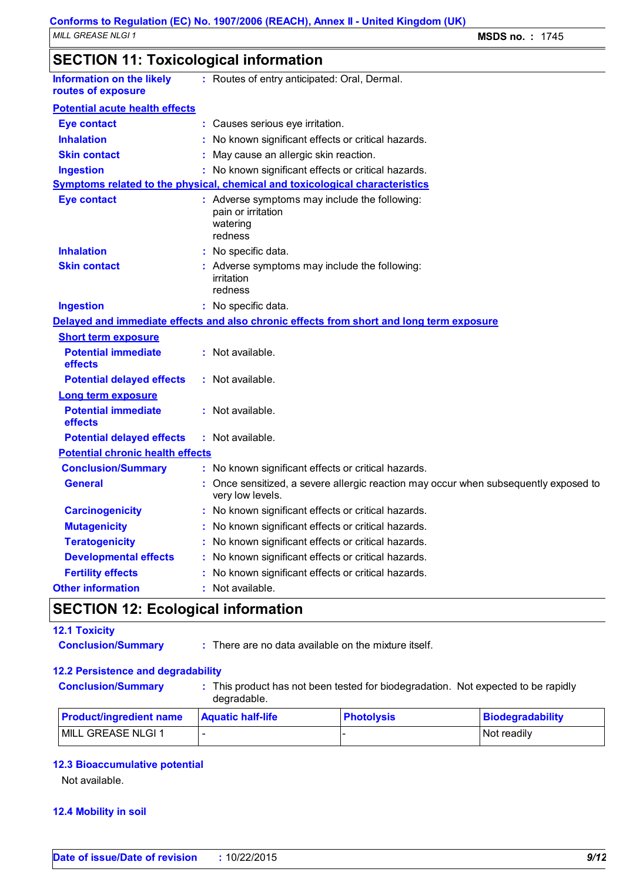## SECTION 11: Toxicological information

**Information on the likely routes of exposure** : Routes of entry anticipated: Oral, Dermal.

**Potential acute health effects**

- **Eye contact** : Causes serious eye irritation.
- **Inhalation** : No known significant effects or critical hazards.
- **Skin contact** : May cause an allergic skin reaction.
- **Ingestion** : No known significant effects or critical hazards.

**Symptoms related to the physical, chemical and toxicological characteristics**

- **Eye contact** : Adverse symptoms may include the following:
  pain or irritation
  watering
  redness
- **Inhalation** : No specific data.
- **Skin contact** : Adverse symptoms may include the following:
  irritation
  redness
- **Ingestion** : No specific data.

**Delayed and immediate effects and also chronic effects from short and long term exposure**

**Short term exposure**

- **Potential immediate effects** : Not available.
- **Potential delayed effects** : Not available.

**Long term exposure**

- **Potential immediate effects** : Not available.
- **Potential delayed effects** : Not available.

**Potential chronic health effects**

- **Conclusion/Summary** : No known significant effects or critical hazards.
- **General** : Once sensitized, a severe allergic reaction may occur when subsequently exposed to very low levels.
- **Carcinogenicity** : No known significant effects or critical hazards.
- **Mutagenicity** : No known significant effects or critical hazards.
- **Teratogenicity** : No known significant effects or critical hazards.
- **Developmental effects** : No known significant effects or critical hazards.
- **Fertility effects** : No known significant effects or critical hazards.

**Other information** : Not available.

## SECTION 12: Ecological information

### 12.1 Toxicity

**Conclusion/Summary** : There are no data available on the mixture itself.

### 12.2 Persistence and degradability

**Conclusion/Summary** : This product has not been tested for biodegradation. Not expected to be rapidly degradable.

| Product/ingredient name | Aquatic half-life | Photolysis | Biodegradability |
|---|---|---|---|
| MILL GREASE NLGI 1 | - | - | Not readily |

### 12.3 Bioaccumulative potential

Not available.

### 12.4 Mobility in soil

**Date of issue/Date of revision** : 10/22/2015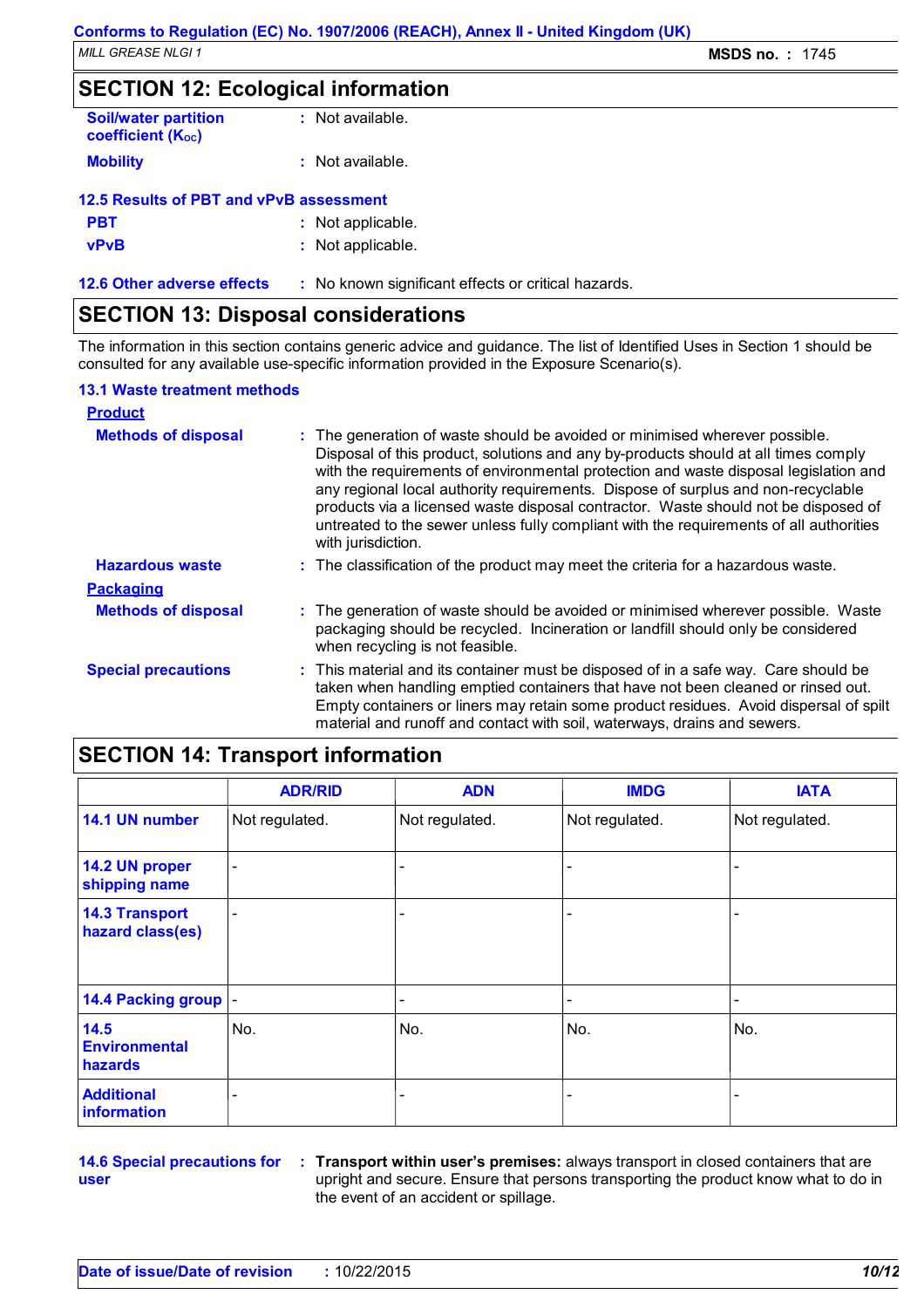## SECTION 12: Ecological information

**Soil/water partition coefficient ($K_{OC}$)** : Not available.

**Mobility** : Not available.

### 12.5 Results of PBT and vPvB assessment

**PBT** : Not applicable.

**vPvB** : Not applicable.

### 12.6 Other adverse effects

: No known significant effects or critical hazards.

## SECTION 13: Disposal considerations

The information in this section contains generic advice and guidance. The list of Identified Uses in Section 1 should be consulted for any available use-specific information provided in the Exposure Scenario(s).

### 13.1 Waste treatment methods

**Product**

**Methods of disposal** : The generation of waste should be avoided or minimised wherever possible. Disposal of this product, solutions and any by-products should at all times comply with the requirements of environmental protection and waste disposal legislation and any regional local authority requirements. Dispose of surplus and non-recyclable products via a licensed waste disposal contractor. Waste should not be disposed of untreated to the sewer unless fully compliant with the requirements of all authorities with jurisdiction.

**Hazardous waste** : The classification of the product may meet the criteria for a hazardous waste.

**Packaging**

**Methods of disposal** : The generation of waste should be avoided or minimised wherever possible. Waste packaging should be recycled. Incineration or landfill should only be considered when recycling is not feasible.

**Special precautions** : This material and its container must be disposed of in a safe way. Care should be taken when handling emptied containers that have not been cleaned or rinsed out. Empty containers or liners may retain some product residues. Avoid dispersal of spilt material and runoff and contact with soil, waterways, drains and sewers.

## SECTION 14: Transport information

| | ADR/RID | ADN | IMDG | IATA |
|---|---|---|---|---|
| 14.1 UN number | Not regulated. | Not regulated. | Not regulated. | Not regulated. |
| 14.2 UN proper shipping name | - | - | - | - |
| 14.3 Transport hazard class(es) | - | - | - | - |
| 14.4 Packing group | - | - | - | - |
| 14.5 Environmental hazards | No. | No. | No. | No. |
| Additional information | - | - | - | - |

### 14.6 Special precautions for user

: **Transport within user's premises:** always transport in closed containers that are upright and secure. Ensure that persons transporting the product know what to do in the event of an accident or spillage.

**Date of issue/Date of revision** : 10/22/2015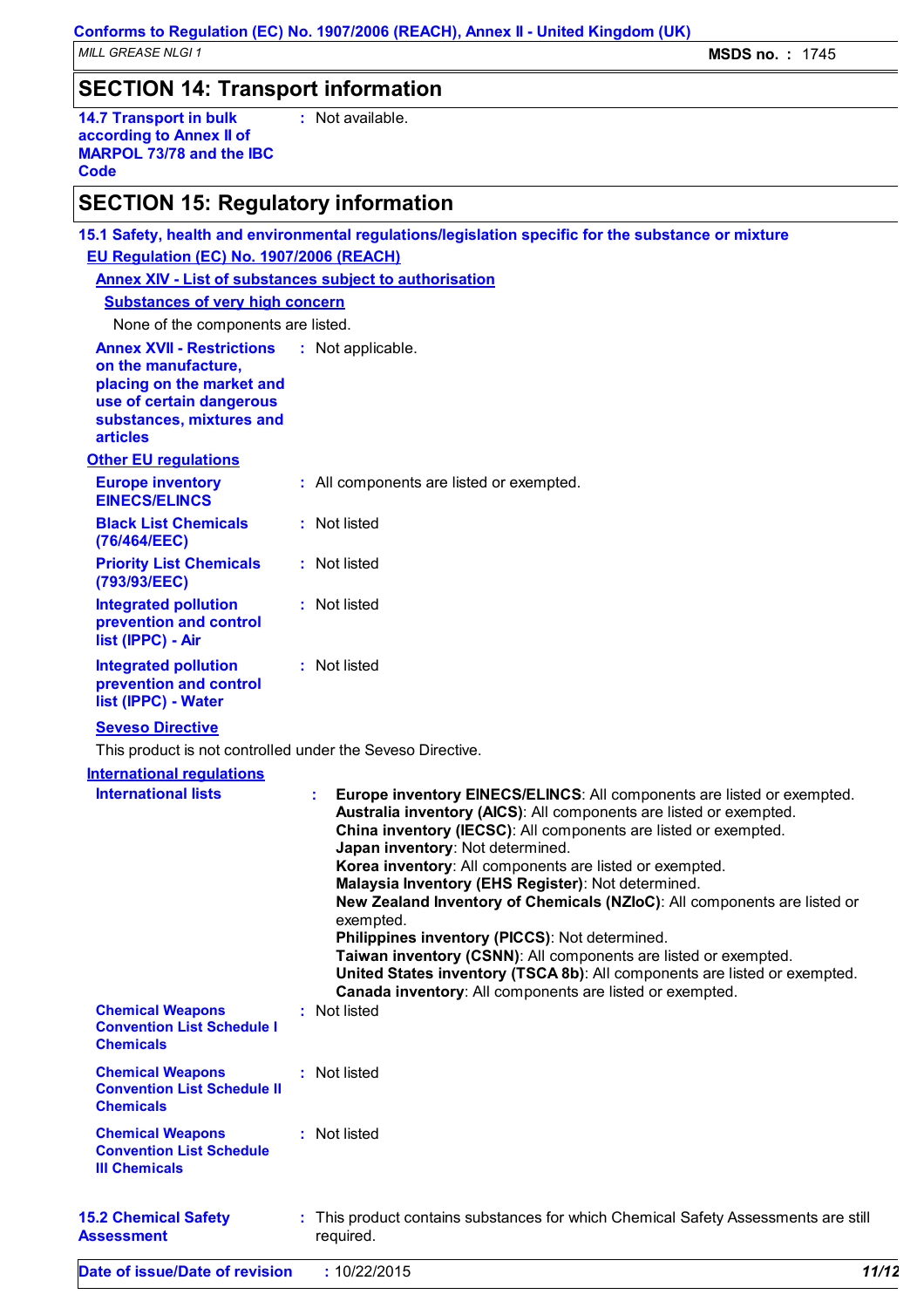## SECTION 14: Transport information

**14.7 Transport in bulk according to Annex II of MARPOL 73/78 and the IBC Code** : Not available.

## SECTION 15: Regulatory information

### 15.1 Safety, health and environmental regulations/legislation specific for the substance or mixture

**EU Regulation (EC) No. 1907/2006 (REACH)**

**Annex XIV - List of substances subject to authorisation**

**Substances of very high concern**

None of the components are listed.

**Annex XVII - Restrictions on the manufacture, placing on the market and use of certain dangerous substances, mixtures and articles** : Not applicable.

**Other EU regulations**

**Europe inventory EINECS/ELINCS** : All components are listed or exempted.

**Black List Chemicals (76/464/EEC)** : Not listed

**Priority List Chemicals (793/93/EEC)** : Not listed

**Integrated pollution prevention and control list (IPPC) - Air** : Not listed

**Integrated pollution prevention and control list (IPPC) - Water** : Not listed

**Seveso Directive**

This product is not controlled under the Seveso Directive.

**International regulations**

**International lists** :

**Europe inventory EINECS/ELINCS**: All components are listed or exempted.
**Australia inventory (AICS)**: All components are listed or exempted.
**China inventory (IECSC)**: All components are listed or exempted.
**Japan inventory**: Not determined.
**Korea inventory**: All components are listed or exempted.
**Malaysia Inventory (EHS Register)**: Not determined.
**New Zealand Inventory of Chemicals (NZIoC)**: All components are listed or exempted.
**Philippines inventory (PICCS)**: Not determined.
**Taiwan inventory (CSNN)**: All components are listed or exempted.
**United States inventory (TSCA 8b)**: All components are listed or exempted.
**Canada inventory**: All components are listed or exempted.

**Chemical Weapons Convention List Schedule I Chemicals** : Not listed

**Chemical Weapons Convention List Schedule II Chemicals** : Not listed

**Chemical Weapons Convention List Schedule III Chemicals** : Not listed

### 15.2 Chemical Safety Assessment

: This product contains substances for which Chemical Safety Assessments are still required.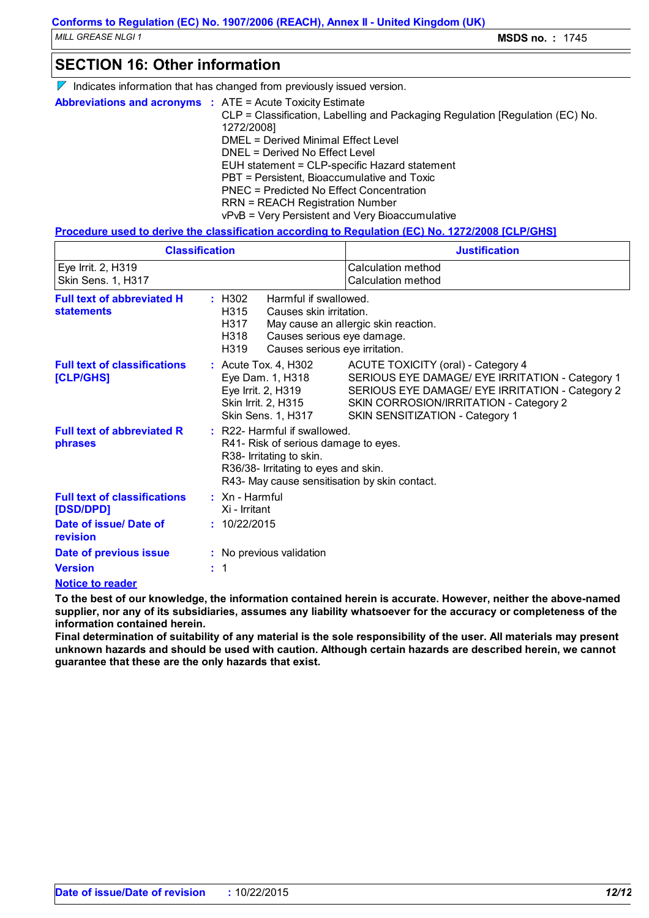## SECTION 16: Other information

Indicates information that has changed from previously issued version.

**Abbreviations and acronyms** : ATE = Acute Toxicity Estimate
CLP = Classification, Labelling and Packaging Regulation [Regulation (EC) No. 1272/2008]
DMEL = Derived Minimal Effect Level
DNEL = Derived No Effect Level
EUH statement = CLP-specific Hazard statement
PBT = Persistent, Bioaccumulative and Toxic
PNEC = Predicted No Effect Concentration
RRN = REACH Registration Number
vPvB = Very Persistent and Very Bioaccumulative

**Procedure used to derive the classification according to Regulation (EC) No. 1272/2008 [CLP/GHS]**

| Classification | Justification |
|---|---|
| Eye Irrit. 2, H319<br>Skin Sens. 1, H317 | Calculation method<br>Calculation method |

**Full text of abbreviated H statements** :

H302 Harmful if swallowed.
H315 Causes skin irritation.
H317 May cause an allergic skin reaction.
H318 Causes serious eye damage.
H319 Causes serious eye irritation.

**Full text of classifications [CLP/GHS]** :

| | |
|---|---|
| Acute Tox. 4, H302 | ACUTE TOXICITY (oral) - Category 4 |
| Eye Dam. 1, H318 | SERIOUS EYE DAMAGE/ EYE IRRITATION - Category 1 |
| Eye Irrit. 2, H319 | SERIOUS EYE DAMAGE/ EYE IRRITATION - Category 2 |
| Skin Irrit. 2, H315 | SKIN CORROSION/IRRITATION - Category 2 |
| Skin Sens. 1, H317 | SKIN SENSITIZATION - Category 1 |

**Full text of abbreviated R phrases** :

R22- Harmful if swallowed.
R41- Risk of serious damage to eyes.
R38- Irritating to skin.
R36/38- Irritating to eyes and skin.
R43- May cause sensitisation by skin contact.

**Full text of classifications [DSD/DPD]** : Xn - Harmful
Xi - Irritant

**Date of issue/ Date of revision** : 10/22/2015

**Date of previous issue** : No previous validation

**Version** : 1

**Notice to reader**

**To the best of our knowledge, the information contained herein is accurate. However, neither the above-named supplier, nor any of its subsidiaries, assumes any liability whatsoever for the accuracy or completeness of the information contained herein.**
**Final determination of suitability of any material is the sole responsibility of the user. All materials may present unknown hazards and should be used with caution. Although certain hazards are described herein, we cannot guarantee that these are the only hazards that exist.**